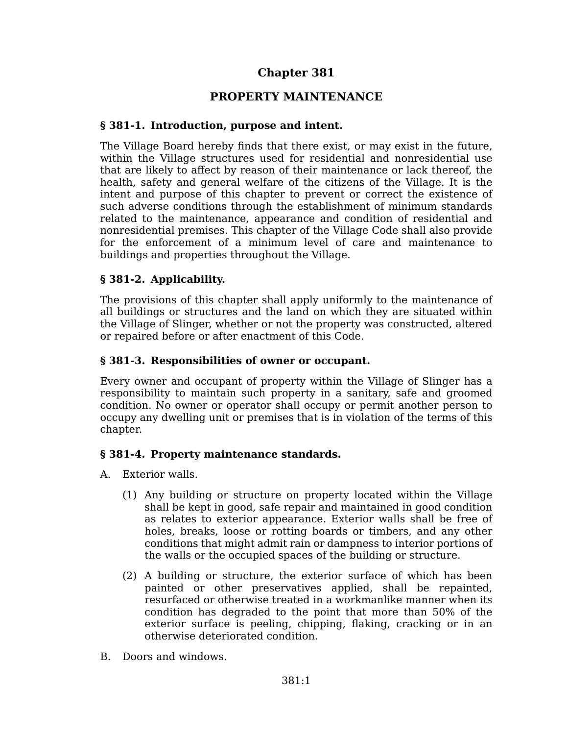# Chapter 381

## PROPERTY MAINTENANCE

### § 381-1. Introduction, purpose and intent.

The Village Board hereby finds that there exist, or may exist in the future, within the Village structures used for residential and nonresidential use that are likely to affect by reason of their maintenance or lack thereof, the health, safety and general welfare of the citizens of the Village. It is the intent and purpose of this chapter to prevent or correct the existence of such adverse conditions through the establishment of minimum standards related to the maintenance, appearance and condition of residential and nonresidential premises. This chapter of the Village Code shall also provide for the enforcement of a minimum level of care and maintenance to buildings and properties throughout the Village.

### § 381-2. Applicability.

The provisions of this chapter shall apply uniformly to the maintenance of all buildings or structures and the land on which they are situated within the Village of Slinger, whether or not the property was constructed, altered or repaired before or after enactment of this Code.

### § 381-3. Responsibilities of owner or occupant.

Every owner and occupant of property within the Village of Slinger has a responsibility to maintain such property in a sanitary, safe and groomed condition. No owner or operator shall occupy or permit another person to occupy any dwelling unit or premises that is in violation of the terms of this chapter.

### § 381-4. Property maintenance standards.

A. Exterior walls.

   (1) Any building or structure on property located within the Village shall be kept in good, safe repair and maintained in good condition as relates to exterior appearance. Exterior walls shall be free of holes, breaks, loose or rotting boards or timbers, and any other conditions that might admit rain or dampness to interior portions of the walls or the occupied spaces of the building or structure.

   (2) A building or structure, the exterior surface of which has been painted or other preservatives applied, shall be repainted, resurfaced or otherwise treated in a workmanlike manner when its condition has degraded to the point that more than 50% of the exterior surface is peeling, chipping, flaking, cracking or in an otherwise deteriorated condition.

B. Doors and windows.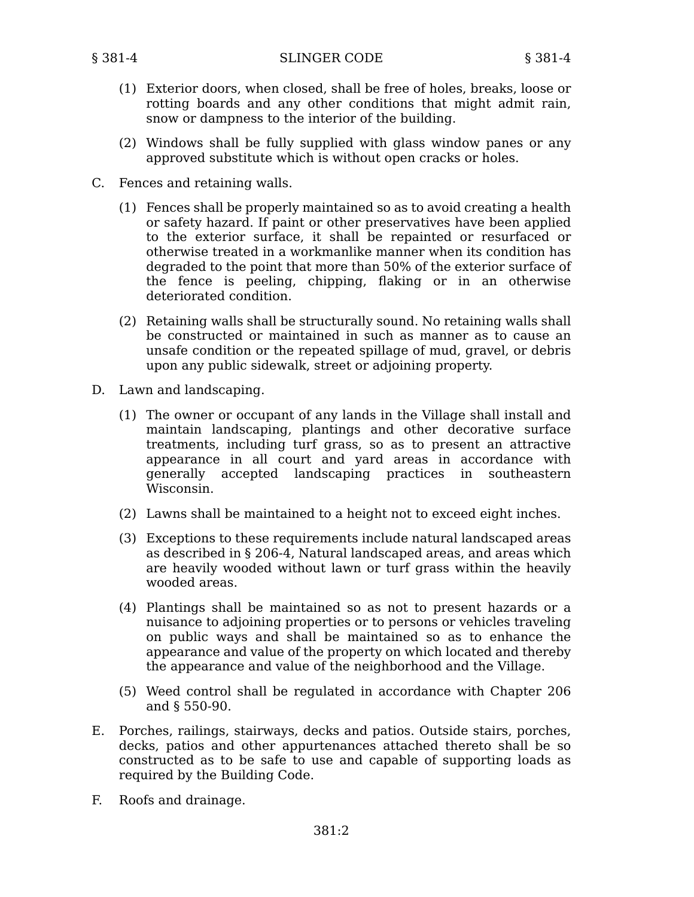(1) Exterior doors, when closed, shall be free of holes, breaks, loose or rotting boards and any other conditions that might admit rain, snow or dampness to the interior of the building.

(2) Windows shall be fully supplied with glass window panes or any approved substitute which is without open cracks or holes.

C. Fences and retaining walls.

(1) Fences shall be properly maintained so as to avoid creating a health or safety hazard. If paint or other preservatives have been applied to the exterior surface, it shall be repainted or resurfaced or otherwise treated in a workmanlike manner when its condition has degraded to the point that more than 50% of the exterior surface of the fence is peeling, chipping, flaking or in an otherwise deteriorated condition.

(2) Retaining walls shall be structurally sound. No retaining walls shall be constructed or maintained in such as manner as to cause an unsafe condition or the repeated spillage of mud, gravel, or debris upon any public sidewalk, street or adjoining property.

D. Lawn and landscaping.

(1) The owner or occupant of any lands in the Village shall install and maintain landscaping, plantings and other decorative surface treatments, including turf grass, so as to present an attractive appearance in all court and yard areas in accordance with generally accepted landscaping practices in southeastern Wisconsin.

(2) Lawns shall be maintained to a height not to exceed eight inches.

(3) Exceptions to these requirements include natural landscaped areas as described in § 206-4, Natural landscaped areas, and areas which are heavily wooded without lawn or turf grass within the heavily wooded areas.

(4) Plantings shall be maintained so as not to present hazards or a nuisance to adjoining properties or to persons or vehicles traveling on public ways and shall be maintained so as to enhance the appearance and value of the property on which located and thereby the appearance and value of the neighborhood and the Village.

(5) Weed control shall be regulated in accordance with Chapter 206 and § 550-90.

E. Porches, railings, stairways, decks and patios. Outside stairs, porches, decks, patios and other appurtenances attached thereto shall be so constructed as to be safe to use and capable of supporting loads as required by the Building Code.

F. Roofs and drainage.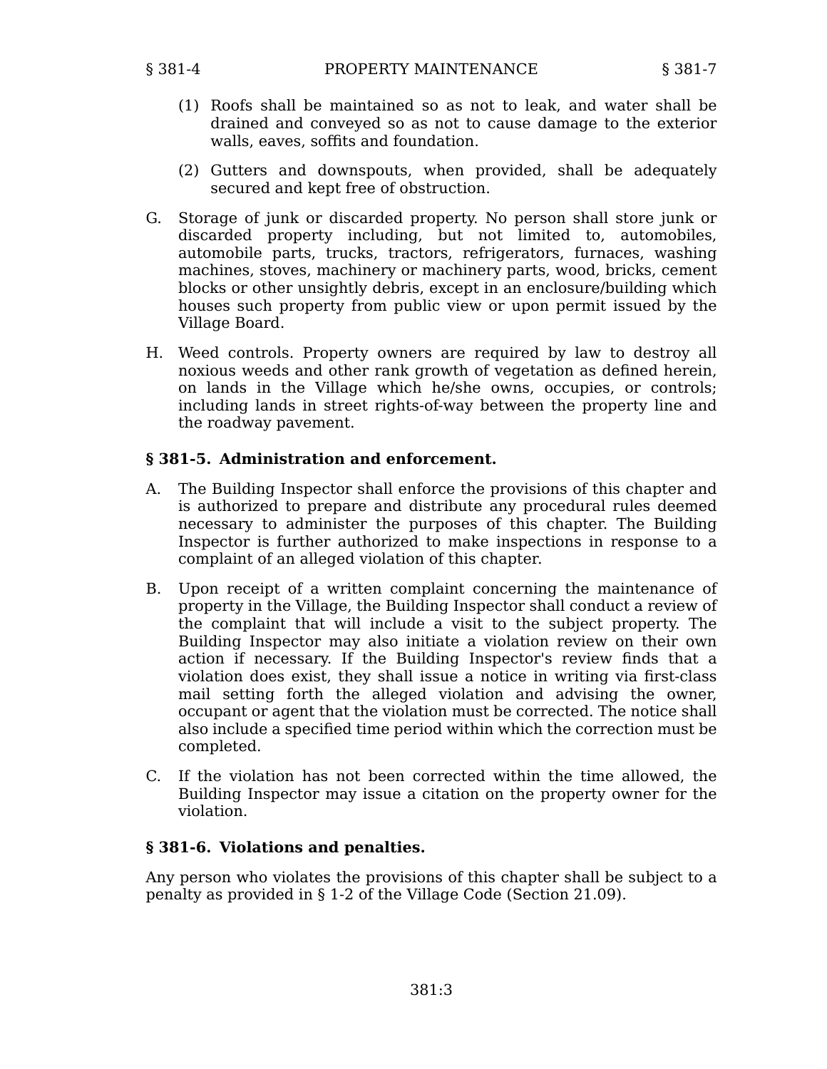(1) Roofs shall be maintained so as not to leak, and water shall be drained and conveyed so as not to cause damage to the exterior walls, eaves, soffits and foundation.

(2) Gutters and downspouts, when provided, shall be adequately secured and kept free of obstruction.

G. Storage of junk or discarded property. No person shall store junk or discarded property including, but not limited to, automobiles, automobile parts, trucks, tractors, refrigerators, furnaces, washing machines, stoves, machinery or machinery parts, wood, bricks, cement blocks or other unsightly debris, except in an enclosure/building which houses such property from public view or upon permit issued by the Village Board.

H. Weed controls. Property owners are required by law to destroy all noxious weeds and other rank growth of vegetation as defined herein, on lands in the Village which he/she owns, occupies, or controls; including lands in street rights-of-way between the property line and the roadway pavement.

### § 381-5. Administration and enforcement.

A. The Building Inspector shall enforce the provisions of this chapter and is authorized to prepare and distribute any procedural rules deemed necessary to administer the purposes of this chapter. The Building Inspector is further authorized to make inspections in response to a complaint of an alleged violation of this chapter.

B. Upon receipt of a written complaint concerning the maintenance of property in the Village, the Building Inspector shall conduct a review of the complaint that will include a visit to the subject property. The Building Inspector may also initiate a violation review on their own action if necessary. If the Building Inspector's review finds that a violation does exist, they shall issue a notice in writing via first-class mail setting forth the alleged violation and advising the owner, occupant or agent that the violation must be corrected. The notice shall also include a specified time period within which the correction must be completed.

C. If the violation has not been corrected within the time allowed, the Building Inspector may issue a citation on the property owner for the violation.

### § 381-6. Violations and penalties.

Any person who violates the provisions of this chapter shall be subject to a penalty as provided in § 1-2 of the Village Code (Section 21.09).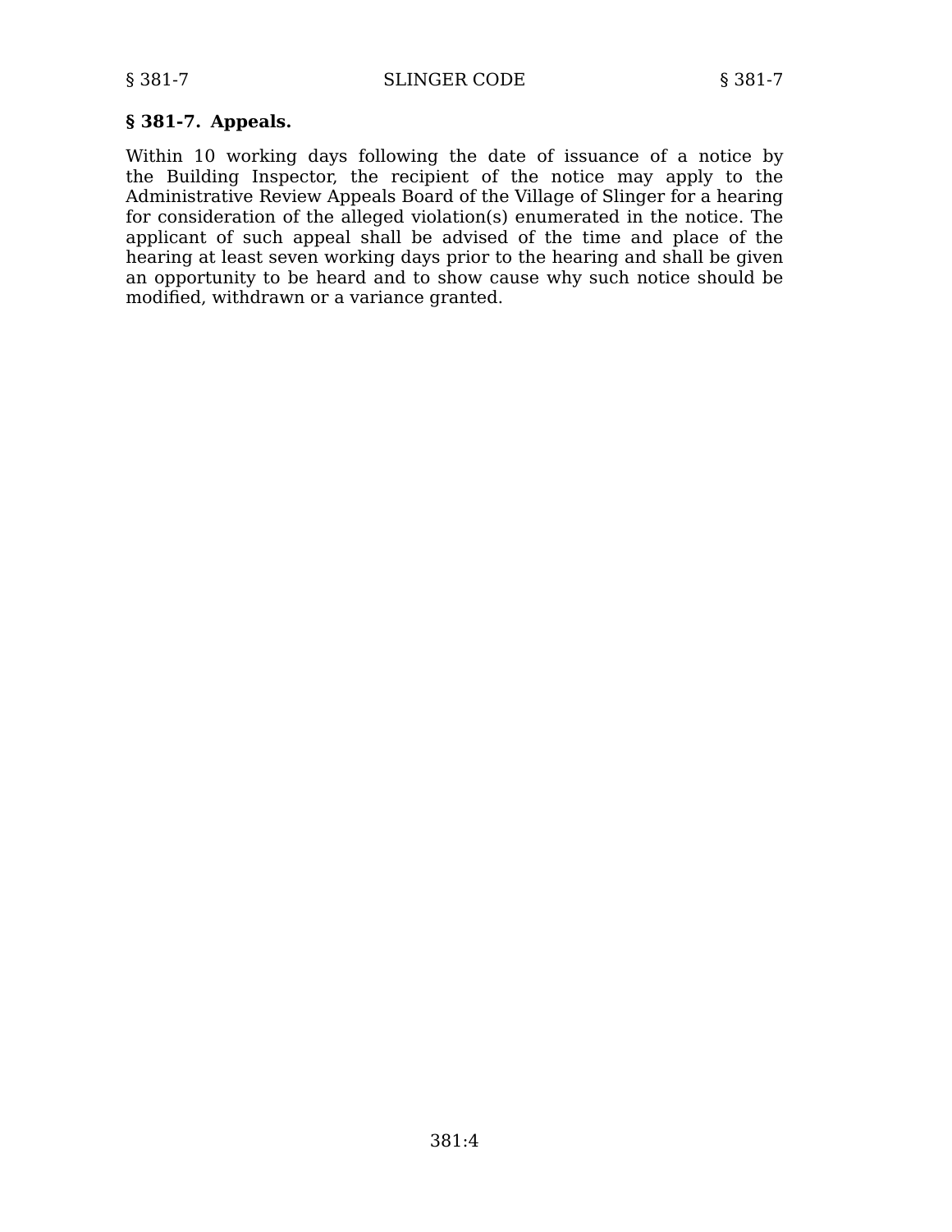**§ 381-7. Appeals.**

Within 10 working days following the date of issuance of a notice by the Building Inspector, the recipient of the notice may apply to the Administrative Review Appeals Board of the Village of Slinger for a hearing for consideration of the alleged violation(s) enumerated in the notice. The applicant of such appeal shall be advised of the time and place of the hearing at least seven working days prior to the hearing and shall be given an opportunity to be heard and to show cause why such notice should be modified, withdrawn or a variance granted.